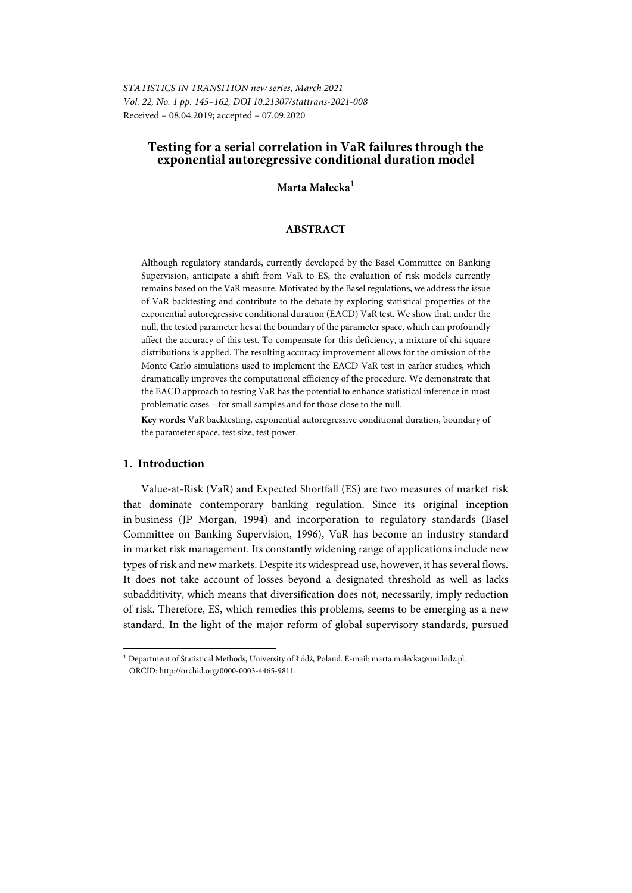STATISTICS IN TRANSITION new series, March 2021
Vol. 22, No. 1 pp. 145–162, DOI 10.21307/stattrans-2021-008
Received – 08.04.2019; accepted – 07.09.2020

# Testing for a serial correlation in VaR failures through the exponential autoregressive conditional duration model

**Marta Małecka**[1]

## ABSTRACT

Although regulatory standards, currently developed by the Basel Committee on Banking Supervision, anticipate a shift from VaR to ES, the evaluation of risk models currently remains based on the VaR measure. Motivated by the Basel regulations, we address the issue of VaR backtesting and contribute to the debate by exploring statistical properties of the exponential autoregressive conditional duration (EACD) VaR test. We show that, under the null, the tested parameter lies at the boundary of the parameter space, which can profoundly affect the accuracy of this test. To compensate for this deficiency, a mixture of chi-square distributions is applied. The resulting accuracy improvement allows for the omission of the Monte Carlo simulations used to implement the EACD VaR test in earlier studies, which dramatically improves the computational efficiency of the procedure. We demonstrate that the EACD approach to testing VaR has the potential to enhance statistical inference in most problematic cases – for small samples and for those close to the null.

**Key words:** VaR backtesting, exponential autoregressive conditional duration, boundary of the parameter space, test size, test power.

## 1. Introduction

Value-at-Risk (VaR) and Expected Shortfall (ES) are two measures of market risk that dominate contemporary banking regulation. Since its original inception in business (JP Morgan, 1994) and incorporation to regulatory standards (Basel Committee on Banking Supervision, 1996), VaR has become an industry standard in market risk management. Its constantly widening range of applications include new types of risk and new markets. Despite its widespread use, however, it has several flows. It does not take account of losses beyond a designated threshold as well as lacks subadditivity, which means that diversification does not, necessarily, imply reduction of risk. Therefore, ES, which remedies this problems, seems to be emerging as a new standard. In the light of the major reform of global supervisory standards, pursued

[1] Department of Statistical Methods, University of Łódź, Poland. E-mail: marta.malecka@uni.lodz.pl. ORCID: http://orchid.org/0000-0003-4465-9811.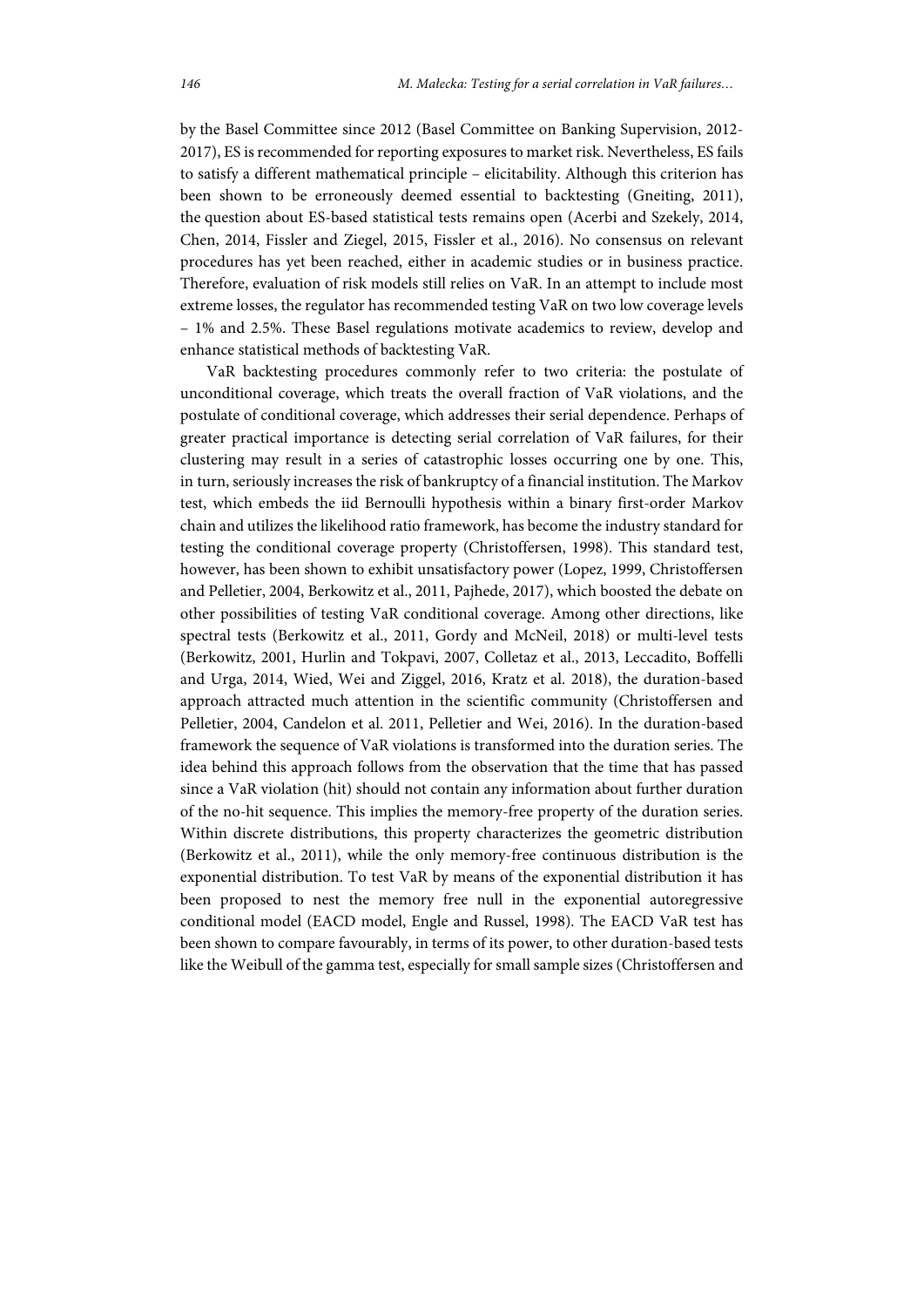by the Basel Committee since 2012 (Basel Committee on Banking Supervision, 2012-2017), ES is recommended for reporting exposures to market risk. Nevertheless, ES fails to satisfy a different mathematical principle – elicitability. Although this criterion has been shown to be erroneously deemed essential to backtesting (Gneiting, 2011), the question about ES-based statistical tests remains open (Acerbi and Szekely, 2014, Chen, 2014, Fissler and Ziegel, 2015, Fissler et al., 2016). No consensus on relevant procedures has yet been reached, either in academic studies or in business practice. Therefore, evaluation of risk models still relies on VaR. In an attempt to include most extreme losses, the regulator has recommended testing VaR on two low coverage levels – 1% and 2.5%. These Basel regulations motivate academics to review, develop and enhance statistical methods of backtesting VaR.

VaR backtesting procedures commonly refer to two criteria: the postulate of unconditional coverage, which treats the overall fraction of VaR violations, and the postulate of conditional coverage, which addresses their serial dependence. Perhaps of greater practical importance is detecting serial correlation of VaR failures, for their clustering may result in a series of catastrophic losses occurring one by one. This, in turn, seriously increases the risk of bankruptcy of a financial institution. The Markov test, which embeds the iid Bernoulli hypothesis within a binary first-order Markov chain and utilizes the likelihood ratio framework, has become the industry standard for testing the conditional coverage property (Christoffersen, 1998). This standard test, however, has been shown to exhibit unsatisfactory power (Lopez, 1999, Christoffersen and Pelletier, 2004, Berkowitz et al., 2011, Pajhede, 2017), which boosted the debate on other possibilities of testing VaR conditional coverage. Among other directions, like spectral tests (Berkowitz et al., 2011, Gordy and McNeil, 2018) or multi-level tests (Berkowitz, 2001, Hurlin and Tokpavi, 2007, Colletaz et al., 2013, Leccadito, Boffelli and Urga, 2014, Wied, Wei and Ziggel, 2016, Kratz et al. 2018), the duration-based approach attracted much attention in the scientific community (Christoffersen and Pelletier, 2004, Candelon et al. 2011, Pelletier and Wei, 2016). In the duration-based framework the sequence of VaR violations is transformed into the duration series. The idea behind this approach follows from the observation that the time that has passed since a VaR violation (hit) should not contain any information about further duration of the no-hit sequence. This implies the memory-free property of the duration series. Within discrete distributions, this property characterizes the geometric distribution (Berkowitz et al., 2011), while the only memory-free continuous distribution is the exponential distribution. To test VaR by means of the exponential distribution it has been proposed to nest the memory free null in the exponential autoregressive conditional model (EACD model, Engle and Russel, 1998). The EACD VaR test has been shown to compare favourably, in terms of its power, to other duration-based tests like the Weibull of the gamma test, especially for small sample sizes (Christoffersen and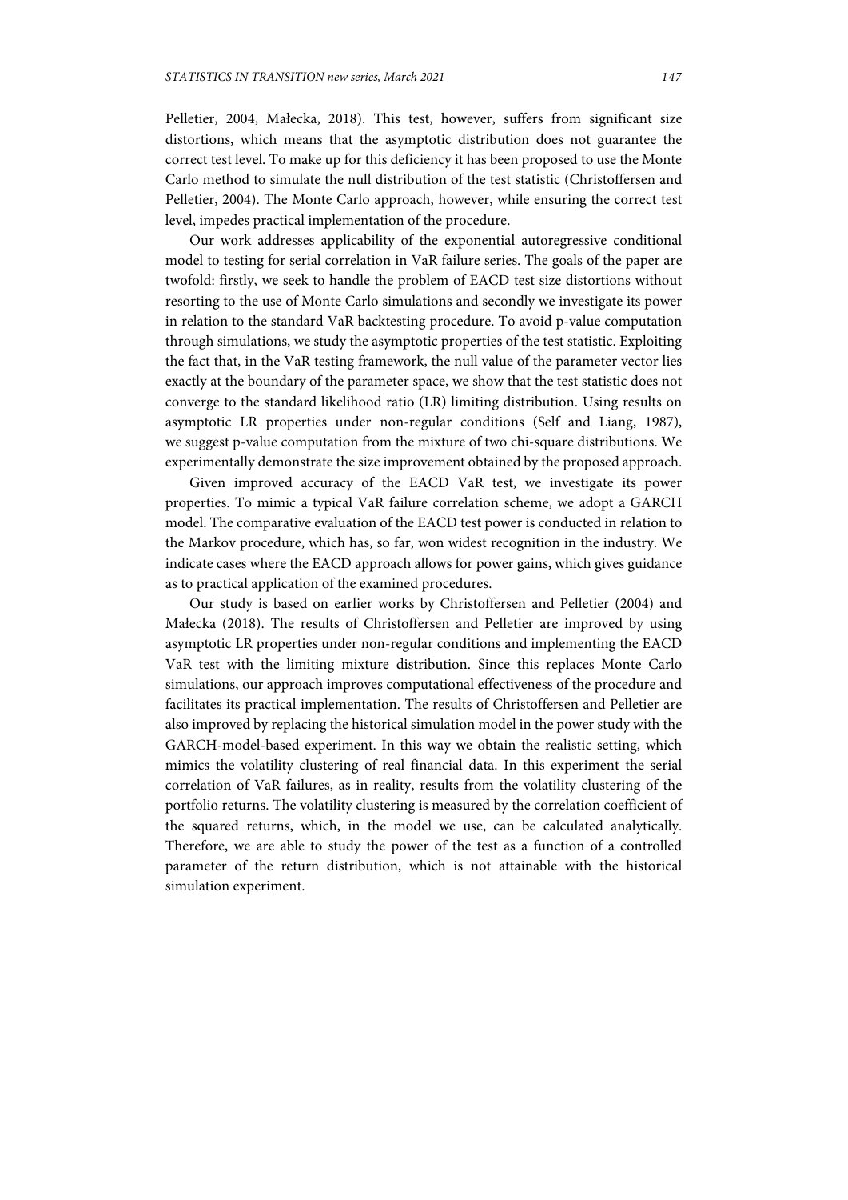Pelletier, 2004, Małecka, 2018). This test, however, suffers from significant size distortions, which means that the asymptotic distribution does not guarantee the correct test level. To make up for this deficiency it has been proposed to use the Monte Carlo method to simulate the null distribution of the test statistic (Christoffersen and Pelletier, 2004). The Monte Carlo approach, however, while ensuring the correct test level, impedes practical implementation of the procedure.

Our work addresses applicability of the exponential autoregressive conditional model to testing for serial correlation in VaR failure series. The goals of the paper are twofold: firstly, we seek to handle the problem of EACD test size distortions without resorting to the use of Monte Carlo simulations and secondly we investigate its power in relation to the standard VaR backtesting procedure. To avoid p-value computation through simulations, we study the asymptotic properties of the test statistic. Exploiting the fact that, in the VaR testing framework, the null value of the parameter vector lies exactly at the boundary of the parameter space, we show that the test statistic does not converge to the standard likelihood ratio (LR) limiting distribution. Using results on asymptotic LR properties under non-regular conditions (Self and Liang, 1987), we suggest p-value computation from the mixture of two chi-square distributions. We experimentally demonstrate the size improvement obtained by the proposed approach.

Given improved accuracy of the EACD VaR test, we investigate its power properties. To mimic a typical VaR failure correlation scheme, we adopt a GARCH model. The comparative evaluation of the EACD test power is conducted in relation to the Markov procedure, which has, so far, won widest recognition in the industry. We indicate cases where the EACD approach allows for power gains, which gives guidance as to practical application of the examined procedures.

Our study is based on earlier works by Christoffersen and Pelletier (2004) and Małecka (2018). The results of Christoffersen and Pelletier are improved by using asymptotic LR properties under non-regular conditions and implementing the EACD VaR test with the limiting mixture distribution. Since this replaces Monte Carlo simulations, our approach improves computational effectiveness of the procedure and facilitates its practical implementation. The results of Christoffersen and Pelletier are also improved by replacing the historical simulation model in the power study with the GARCH-model-based experiment. In this way we obtain the realistic setting, which mimics the volatility clustering of real financial data. In this experiment the serial correlation of VaR failures, as in reality, results from the volatility clustering of the portfolio returns. The volatility clustering is measured by the correlation coefficient of the squared returns, which, in the model we use, can be calculated analytically. Therefore, we are able to study the power of the test as a function of a controlled parameter of the return distribution, which is not attainable with the historical simulation experiment.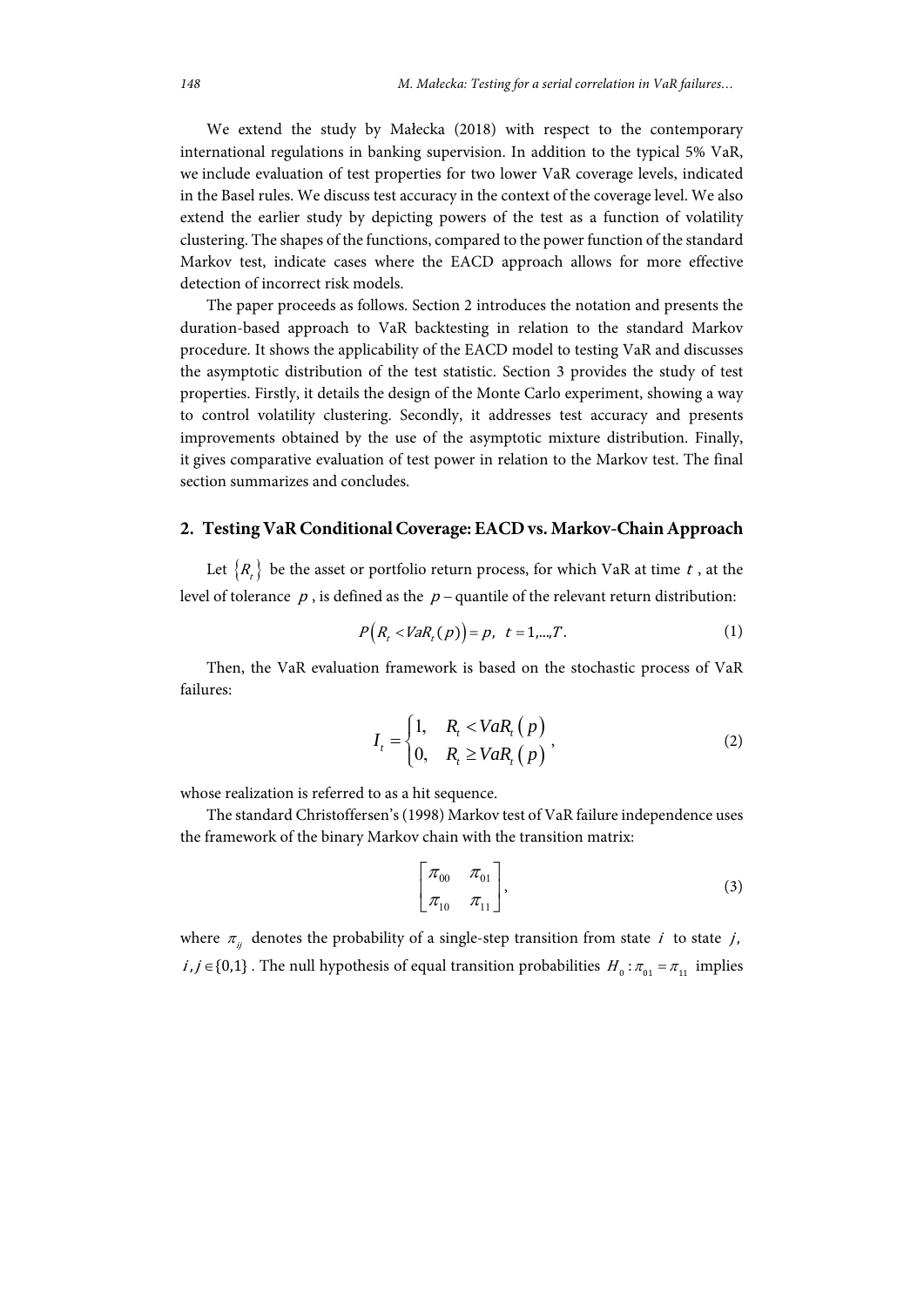We extend the study by Małecka (2018) with respect to the contemporary international regulations in banking supervision. In addition to the typical 5% VaR, we include evaluation of test properties for two lower VaR coverage levels, indicated in the Basel rules. We discuss test accuracy in the context of the coverage level. We also extend the earlier study by depicting powers of the test as a function of volatility clustering. The shapes of the functions, compared to the power function of the standard Markov test, indicate cases where the EACD approach allows for more effective detection of incorrect risk models.

The paper proceeds as follows. Section 2 introduces the notation and presents the duration-based approach to VaR backtesting in relation to the standard Markov procedure. It shows the applicability of the EACD model to testing VaR and discusses the asymptotic distribution of the test statistic. Section 3 provides the study of test properties. Firstly, it details the design of the Monte Carlo experiment, showing a way to control volatility clustering. Secondly, it addresses test accuracy and presents improvements obtained by the use of the asymptotic mixture distribution. Finally, it gives comparative evaluation of test power in relation to the Markov test. The final section summarizes and concludes.

## 2. Testing VaR Conditional Coverage: EACD vs. Markov-Chain Approach

Let $\{R_t\}$ be the asset or portfolio return process, for which VaR at time $t$, at the level of tolerance $p$, is defined as the $p$ – quantile of the relevant return distribution:

$$P\left(R_t < VaR_t(p)\right) = p, \quad t = 1,...,T. \tag{1}$$

Then, the VaR evaluation framework is based on the stochastic process of VaR failures:

$$I_t = \begin{cases} 1, & R_t < VaR_t\left(p\right) \\ 0, & R_t \geq VaR_t\left(p\right) \end{cases}, \tag{2}$$

whose realization is referred to as a hit sequence.

The standard Christoffersen's (1998) Markov test of VaR failure independence uses the framework of the binary Markov chain with the transition matrix:

$$\begin{bmatrix} \pi_{00} & \pi_{01} \\ \pi_{10} & \pi_{11} \end{bmatrix}, \tag{3}$$

where $\pi_{ij}$ denotes the probability of a single-step transition from state $i$ to state $j$, $i, j \in \{0,1\}$. The null hypothesis of equal transition probabilities $H_0 : \pi_{01} = \pi_{11}$ implies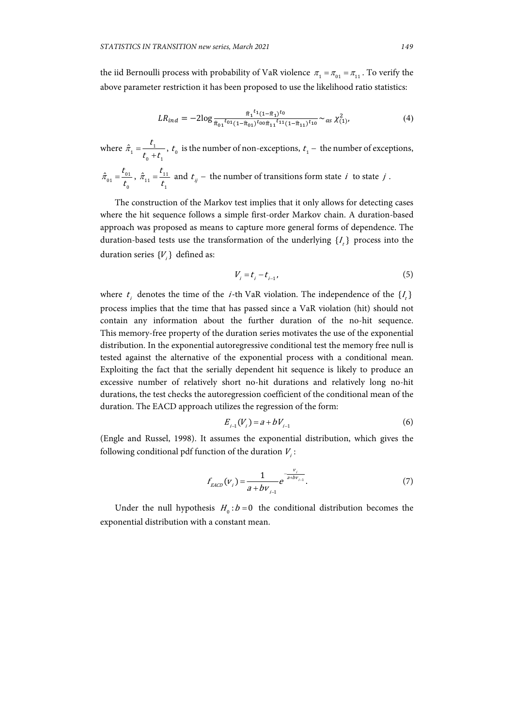the iid Bernoulli process with probability of VaR violence $\pi_1 = \pi_{01} = \pi_{11}$. To verify the above parameter restriction it has been proposed to use the likelihood ratio statistics:

$$LR_{ind} = -2\log \frac{\hat{\pi}_1^{t_1}(1-\hat{\pi}_1)^{t_0}}{\hat{\pi}_{01}^{t_{01}}(1-\hat{\pi}_{01})^{t_{00}}\hat{\pi}_{11}^{t_{11}}(1-\hat{\pi}_{11})^{t_{10}}} \sim_{as} \chi^2_{(1)}, \tag{4}$$

where $\hat{\pi}_1 = \frac{t_1}{t_0 + t_1}$, $t_0$ is the number of non-exceptions, $t_1$ – the number of exceptions, $\hat{\pi}_{01} = \frac{t_{01}}{t_0}$, $\hat{\pi}_{11} = \frac{t_{11}}{t_1}$ and $t_{ij}$ – the number of transitions form state $i$ to state $j$.

The construction of the Markov test implies that it only allows for detecting cases where the hit sequence follows a simple first-order Markov chain. A duration-based approach was proposed as means to capture more general forms of dependence. The duration-based tests use the transformation of the underlying $\{I_t\}$ process into the duration series $\{V_i\}$ defined as:

$$V_i = t_i - t_{i-1}, \tag{5}$$

where $t_i$ denotes the time of the $i$-th VaR violation. The independence of the $\{I_t\}$ process implies that the time that has passed since a VaR violation (hit) should not contain any information about the further duration of the no-hit sequence. This memory-free property of the duration series motivates the use of the exponential distribution. In the exponential autoregressive conditional test the memory free null is tested against the alternative of the exponential process with a conditional mean. Exploiting the fact that the serially dependent hit sequence is likely to produce an excessive number of relatively short no-hit durations and relatively long no-hit durations, the test checks the autoregression coefficient of the conditional mean of the duration. The EACD approach utilizes the regression of the form:

$$E_{i-1}(V_i) = a + bV_{i-1} \tag{6}$$

(Engle and Russel, 1998). It assumes the exponential distribution, which gives the following conditional pdf function of the duration $V_i$:

$$f_{EACD}(v_i) = \frac{1}{a + bv_{i-1}} e^{-\frac{v_i}{a+bv_{i-1}}}. \tag{7}$$

Under the null hypothesis $H_0 : b = 0$ the conditional distribution becomes the exponential distribution with a constant mean.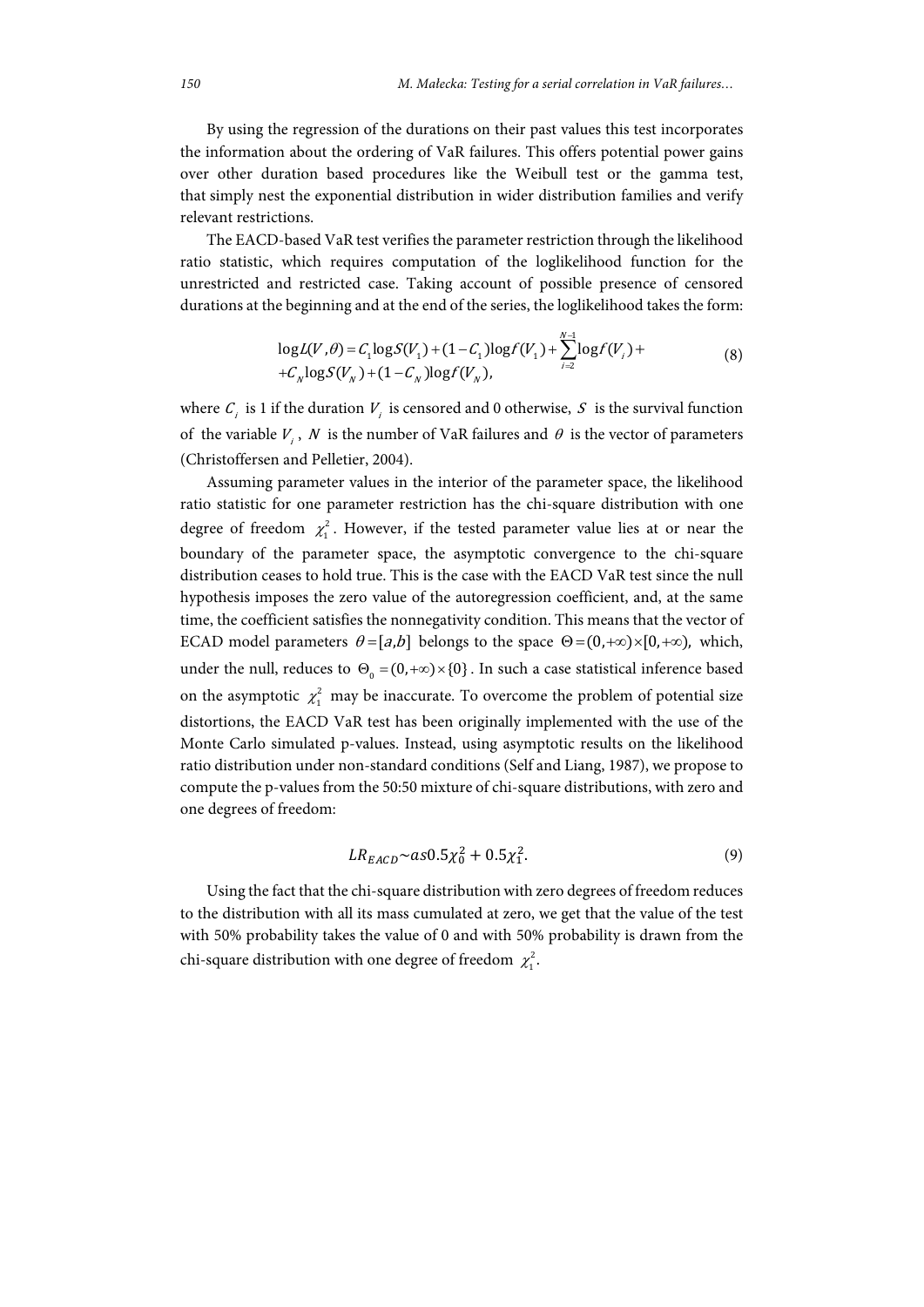By using the regression of the durations on their past values this test incorporates the information about the ordering of VaR failures. This offers potential power gains over other duration based procedures like the Weibull test or the gamma test, that simply nest the exponential distribution in wider distribution families and verify relevant restrictions.

The EACD-based VaR test verifies the parameter restriction through the likelihood ratio statistic, which requires computation of the loglikelihood function for the unrestricted and restricted case. Taking account of possible presence of censored durations at the beginning and at the end of the series, the loglikelihood takes the form:

$$
\begin{aligned}
\log L(V,\theta) &= C_1 \log S(V_1) + (1 - C_1)\log f(V_1) + \sum_{i=2}^{N-1} \log f(V_i) + \\
&+ C_N \log S(V_N) + (1 - C_N)\log f(V_N),
\end{aligned} \tag{8}
$$

where $C_i$ is 1 if the duration $V_i$ is censored and 0 otherwise, $S$ is the survival function of the variable $V_i$, $N$ is the number of VaR failures and $\theta$ is the vector of parameters (Christoffersen and Pelletier, 2004).

Assuming parameter values in the interior of the parameter space, the likelihood ratio statistic for one parameter restriction has the chi-square distribution with one degree of freedom $\chi_1^2$. However, if the tested parameter value lies at or near the boundary of the parameter space, the asymptotic convergence to the chi-square distribution ceases to hold true. This is the case with the EACD VaR test since the null hypothesis imposes the zero value of the autoregression coefficient, and, at the same time, the coefficient satisfies the nonnegativity condition. This means that the vector of ECAD model parameters $\theta = [a,b]$ belongs to the space $\Theta = (0,+\infty) \times [0,+\infty)$, which, under the null, reduces to $\Theta_0 = (0,+\infty) \times \{0\}$. In such a case statistical inference based on the asymptotic $\chi_1^2$ may be inaccurate. To overcome the problem of potential size distortions, the EACD VaR test has been originally implemented with the use of the Monte Carlo simulated p-values. Instead, using asymptotic results on the likelihood ratio distribution under non-standard conditions (Self and Liang, 1987), we propose to compute the p-values from the 50:50 mixture of chi-square distributions, with zero and one degrees of freedom:

$$
LR_{EACD} \sim as\, 0.5\chi_0^2 + 0.5\chi_1^2. \tag{9}
$$

Using the fact that the chi-square distribution with zero degrees of freedom reduces to the distribution with all its mass cumulated at zero, we get that the value of the test with 50% probability takes the value of 0 and with 50% probability is drawn from the chi-square distribution with one degree of freedom $\chi_1^2$.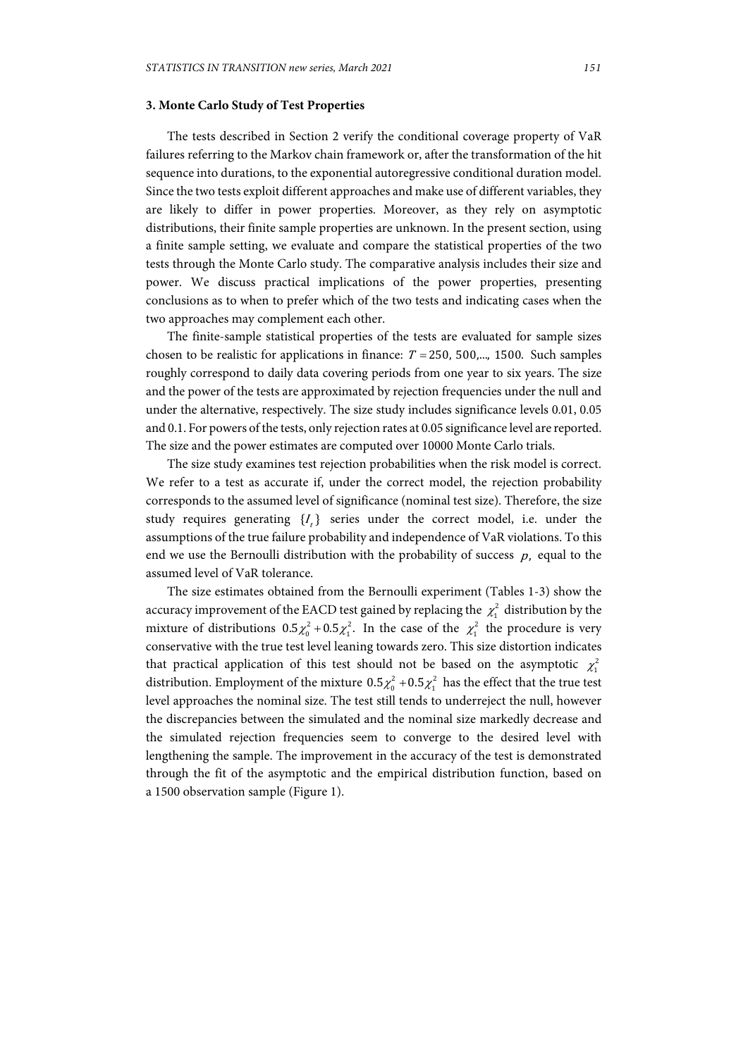### 3. Monte Carlo Study of Test Properties

The tests described in Section 2 verify the conditional coverage property of VaR failures referring to the Markov chain framework or, after the transformation of the hit sequence into durations, to the exponential autoregressive conditional duration model. Since the two tests exploit different approaches and make use of different variables, they are likely to differ in power properties. Moreover, as they rely on asymptotic distributions, their finite sample properties are unknown. In the present section, using a finite sample setting, we evaluate and compare the statistical properties of the two tests through the Monte Carlo study. The comparative analysis includes their size and power. We discuss practical implications of the power properties, presenting conclusions as to when to prefer which of the two tests and indicating cases when the two approaches may complement each other.

The finite-sample statistical properties of the tests are evaluated for sample sizes chosen to be realistic for applications in finance: $T = 250, 500, \ldots, 1500$. Such samples roughly correspond to daily data covering periods from one year to six years. The size and the power of the tests are approximated by rejection frequencies under the null and under the alternative, respectively. The size study includes significance levels 0.01, 0.05 and 0.1. For powers of the tests, only rejection rates at 0.05 significance level are reported. The size and the power estimates are computed over 10000 Monte Carlo trials.

The size study examines test rejection probabilities when the risk model is correct. We refer to a test as accurate if, under the correct model, the rejection probability corresponds to the assumed level of significance (nominal test size). Therefore, the size study requires generating $\{I_t\}$ series under the correct model, i.e. under the assumptions of the true failure probability and independence of VaR violations. To this end we use the Bernoulli distribution with the probability of success $p$, equal to the assumed level of VaR tolerance.

The size estimates obtained from the Bernoulli experiment (Tables 1-3) show the accuracy improvement of the EACD test gained by replacing the $\chi_1^2$ distribution by the mixture of distributions $0.5\chi_0^2 + 0.5\chi_1^2$. In the case of the $\chi_1^2$ the procedure is very conservative with the true test level leaning towards zero. This size distortion indicates that practical application of this test should not be based on the asymptotic $\chi_1^2$ distribution. Employment of the mixture $0.5\chi_0^2 + 0.5\chi_1^2$ has the effect that the true test level approaches the nominal size. The test still tends to underreject the null, however the discrepancies between the simulated and the nominal size markedly decrease and the simulated rejection frequencies seem to converge to the desired level with lengthening the sample. The improvement in the accuracy of the test is demonstrated through the fit of the asymptotic and the empirical distribution function, based on a 1500 observation sample (Figure 1).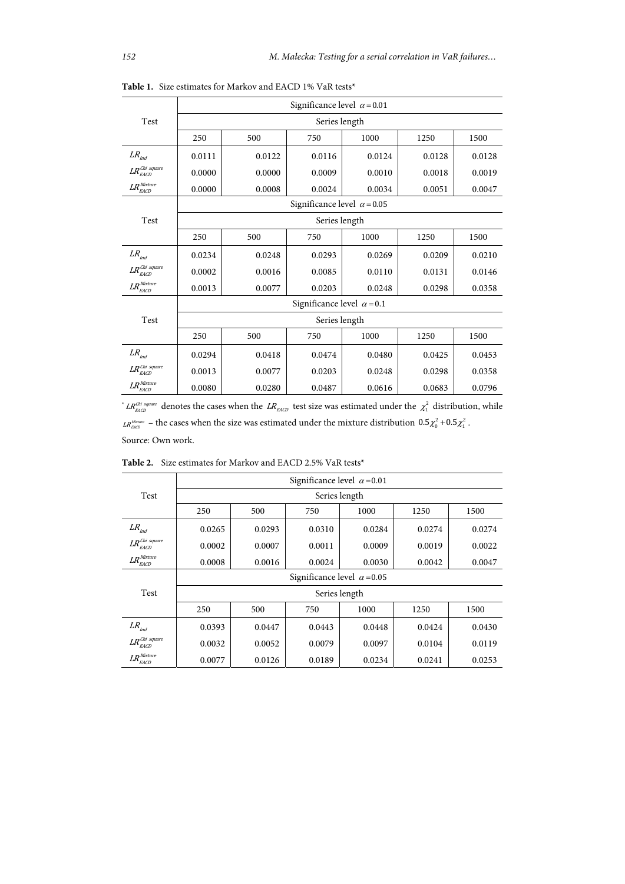**Table 1.** Size estimates for Markov and EACD 1% VaR tests*

| Test | Significance level $\alpha = 0.01$ | | | | | |
|---|---|---|---|---|---|---|
| | Series length | | | | | |
| | 250 | 500 | 750 | 1000 | 1250 | 1500 |
| $LR_{Ind}$ | 0.0111 | 0.0122 | 0.0116 | 0.0124 | 0.0128 | 0.0128 |
| $LR_{EACD}^{Chi\ square}$ | 0.0000 | 0.0000 | 0.0009 | 0.0010 | 0.0018 | 0.0019 |
| $LR_{EACD}^{Mixture}$ | 0.0000 | 0.0008 | 0.0024 | 0.0034 | 0.0051 | 0.0047 |
| Test | Significance level $\alpha = 0.05$ | | | | | |
| | Series length | | | | | |
| | 250 | 500 | 750 | 1000 | 1250 | 1500 |
| $LR_{Ind}$ | 0.0234 | 0.0248 | 0.0293 | 0.0269 | 0.0209 | 0.0210 |
| $LR_{EACD}^{Chi\ square}$ | 0.0002 | 0.0016 | 0.0085 | 0.0110 | 0.0131 | 0.0146 |
| $LR_{EACD}^{Mixture}$ | 0.0013 | 0.0077 | 0.0203 | 0.0248 | 0.0298 | 0.0358 |
| Test | Significance level $\alpha = 0.1$ | | | | | |
| | Series length | | | | | |
| | 250 | 500 | 750 | 1000 | 1250 | 1500 |
| $LR_{Ind}$ | 0.0294 | 0.0418 | 0.0474 | 0.0480 | 0.0425 | 0.0453 |
| $LR_{EACD}^{Chi\ square}$ | 0.0013 | 0.0077 | 0.0203 | 0.0248 | 0.0298 | 0.0358 |
| $LR_{EACD}^{Mixture}$ | 0.0080 | 0.0280 | 0.0487 | 0.0616 | 0.0683 | 0.0796 |

\* $LR_{EACD}^{Chi\ square}$ denotes the cases when the $LR_{EACD}$ test size was estimated under the $\chi_1^2$ distribution, while $LR_{EACD}^{Mixture}$ – the cases when the size was estimated under the mixture distribution $0.5\chi_0^2 + 0.5\chi_1^2$.

Source: Own work.

**Table 2.** Size estimates for Markov and EACD 2.5% VaR tests*

| Test | Significance level $\alpha = 0.01$ | | | | | |
|---|---|---|---|---|---|---|
| | Series length | | | | | |
| | 250 | 500 | 750 | 1000 | 1250 | 1500 |
| $LR_{Ind}$ | 0.0265 | 0.0293 | 0.0310 | 0.0284 | 0.0274 | 0.0274 |
| $LR_{EACD}^{Chi\ square}$ | 0.0002 | 0.0007 | 0.0011 | 0.0009 | 0.0019 | 0.0022 |
| $LR_{EACD}^{Mixture}$ | 0.0008 | 0.0016 | 0.0024 | 0.0030 | 0.0042 | 0.0047 |
| Test | Significance level $\alpha = 0.05$ | | | | | |
| | Series length | | | | | |
| | 250 | 500 | 750 | 1000 | 1250 | 1500 |
| $LR_{Ind}$ | 0.0393 | 0.0447 | 0.0443 | 0.0448 | 0.0424 | 0.0430 |
| $LR_{EACD}^{Chi\ square}$ | 0.0032 | 0.0052 | 0.0079 | 0.0097 | 0.0104 | 0.0119 |
| $LR_{EACD}^{Mixture}$ | 0.0077 | 0.0126 | 0.0189 | 0.0234 | 0.0241 | 0.0253 |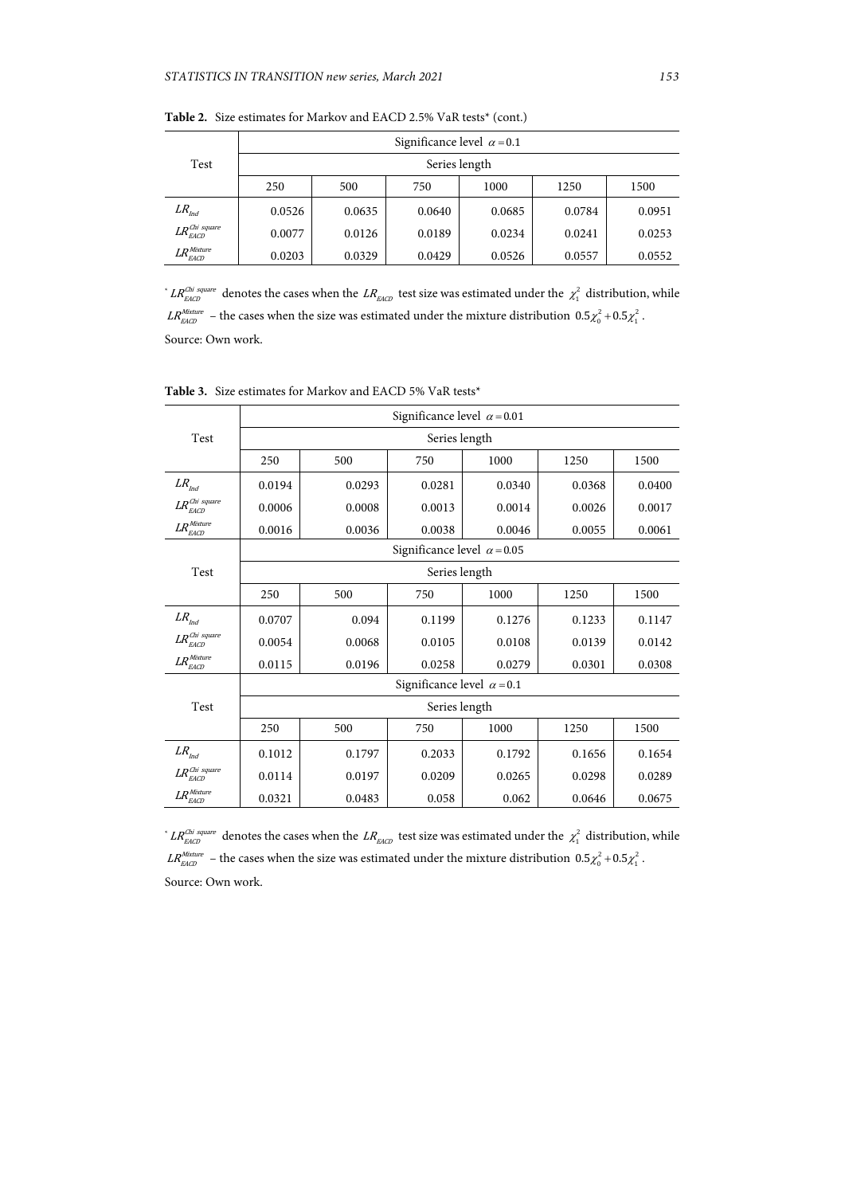**Table 2.** Size estimates for Markov and EACD 2.5% VaR tests* (cont.)

| Test | Significance level $\alpha = 0.1$ | | | | | |
|---|---|---|---|---|---|---|
| | Series length | | | | | |
| | 250 | 500 | 750 | 1000 | 1250 | 1500 |
| $LR_{Ind}$ | 0.0526 | 0.0635 | 0.0640 | 0.0685 | 0.0784 | 0.0951 |
| $LR_{EACD}^{Chi\ square}$ | 0.0077 | 0.0126 | 0.0189 | 0.0234 | 0.0241 | 0.0253 |
| $LR_{EACD}^{Mixture}$ | 0.0203 | 0.0329 | 0.0429 | 0.0526 | 0.0557 | 0.0552 |

* $LR_{EACD}^{Chi\ square}$ denotes the cases when the $LR_{EACD}$ test size was estimated under the $\chi_1^2$ distribution, while $LR_{EACD}^{Mixture}$ – the cases when the size was estimated under the mixture distribution $0.5\chi_0^2 + 0.5\chi_1^2$.

Source: Own work.

**Table 3.** Size estimates for Markov and EACD 5% VaR tests*

| Test | Significance level $\alpha = 0.01$ | | | | | |
|---|---|---|---|---|---|---|
| | Series length | | | | | |
| | 250 | 500 | 750 | 1000 | 1250 | 1500 |
| $LR_{Ind}$ | 0.0194 | 0.0293 | 0.0281 | 0.0340 | 0.0368 | 0.0400 |
| $LR_{EACD}^{Chi\ square}$ | 0.0006 | 0.0008 | 0.0013 | 0.0014 | 0.0026 | 0.0017 |
| $LR_{EACD}^{Mixture}$ | 0.0016 | 0.0036 | 0.0038 | 0.0046 | 0.0055 | 0.0061 |
| Test | Significance level $\alpha = 0.05$ | | | | | |
| | Series length | | | | | |
| | 250 | 500 | 750 | 1000 | 1250 | 1500 |
| $LR_{Ind}$ | 0.0707 | 0.094 | 0.1199 | 0.1276 | 0.1233 | 0.1147 |
| $LR_{EACD}^{Chi\ square}$ | 0.0054 | 0.0068 | 0.0105 | 0.0108 | 0.0139 | 0.0142 |
| $LR_{EACD}^{Mixture}$ | 0.0115 | 0.0196 | 0.0258 | 0.0279 | 0.0301 | 0.0308 |
| Test | Significance level $\alpha = 0.1$ | | | | | |
| | Series length | | | | | |
| | 250 | 500 | 750 | 1000 | 1250 | 1500 |
| $LR_{Ind}$ | 0.1012 | 0.1797 | 0.2033 | 0.1792 | 0.1656 | 0.1654 |
| $LR_{EACD}^{Chi\ square}$ | 0.0114 | 0.0197 | 0.0209 | 0.0265 | 0.0298 | 0.0289 |
| $LR_{EACD}^{Mixture}$ | 0.0321 | 0.0483 | 0.058 | 0.062 | 0.0646 | 0.0675 |

* $LR_{EACD}^{Chi\ square}$ denotes the cases when the $LR_{EACD}$ test size was estimated under the $\chi_1^2$ distribution, while $LR_{EACD}^{Mixture}$ – the cases when the size was estimated under the mixture distribution $0.5\chi_0^2 + 0.5\chi_1^2$.

Source: Own work.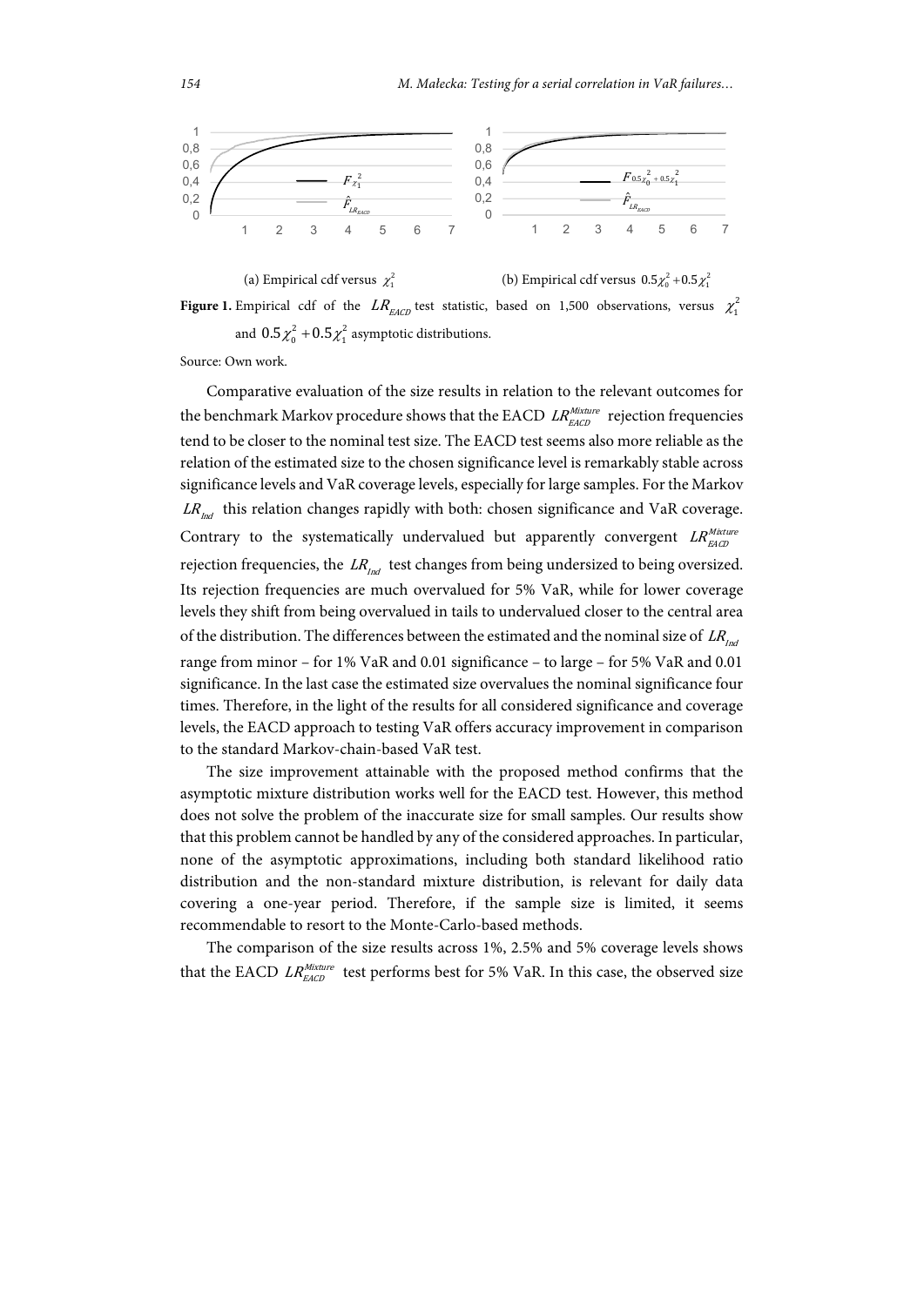(a) Empirical cdf versus $\chi_1^2$  (b) Empirical cdf versus $0.5\chi_0^2 + 0.5\chi_1^2$

**Figure 1.** Empirical cdf of the $LR_{EACD}$ test statistic, based on 1,500 observations, versus $\chi_1^2$ and $0.5\chi_0^2 + 0.5\chi_1^2$ asymptotic distributions.

Source: Own work.

Comparative evaluation of the size results in relation to the relevant outcomes for the benchmark Markov procedure shows that the EACD $LR_{EACD}^{Mixture}$ rejection frequencies tend to be closer to the nominal test size. The EACD test seems also more reliable as the relation of the estimated size to the chosen significance level is remarkably stable across significance levels and VaR coverage levels, especially for large samples. For the Markov $LR_{Ind}$ this relation changes rapidly with both: chosen significance and VaR coverage. Contrary to the systematically undervalued but apparently convergent $LR_{EACD}^{Mixture}$ rejection frequencies, the $LR_{Ind}$ test changes from being undersized to being oversized. Its rejection frequencies are much overvalued for 5% VaR, while for lower coverage levels they shift from being overvalued in tails to undervalued closer to the central area of the distribution. The differences between the estimated and the nominal size of $LR_{Ind}$ range from minor – for 1% VaR and 0.01 significance – to large – for 5% VaR and 0.01 significance. In the last case the estimated size overvalues the nominal significance four times. Therefore, in the light of the results for all considered significance and coverage levels, the EACD approach to testing VaR offers accuracy improvement in comparison to the standard Markov-chain-based VaR test.

The size improvement attainable with the proposed method confirms that the asymptotic mixture distribution works well for the EACD test. However, this method does not solve the problem of the inaccurate size for small samples. Our results show that this problem cannot be handled by any of the considered approaches. In particular, none of the asymptotic approximations, including both standard likelihood ratio distribution and the non-standard mixture distribution, is relevant for daily data covering a one-year period. Therefore, if the sample size is limited, it seems recommendable to resort to the Monte-Carlo-based methods.

The comparison of the size results across 1%, 2.5% and 5% coverage levels shows that the EACD $LR_{EACD}^{Mixture}$ test performs best for 5% VaR. In this case, the observed size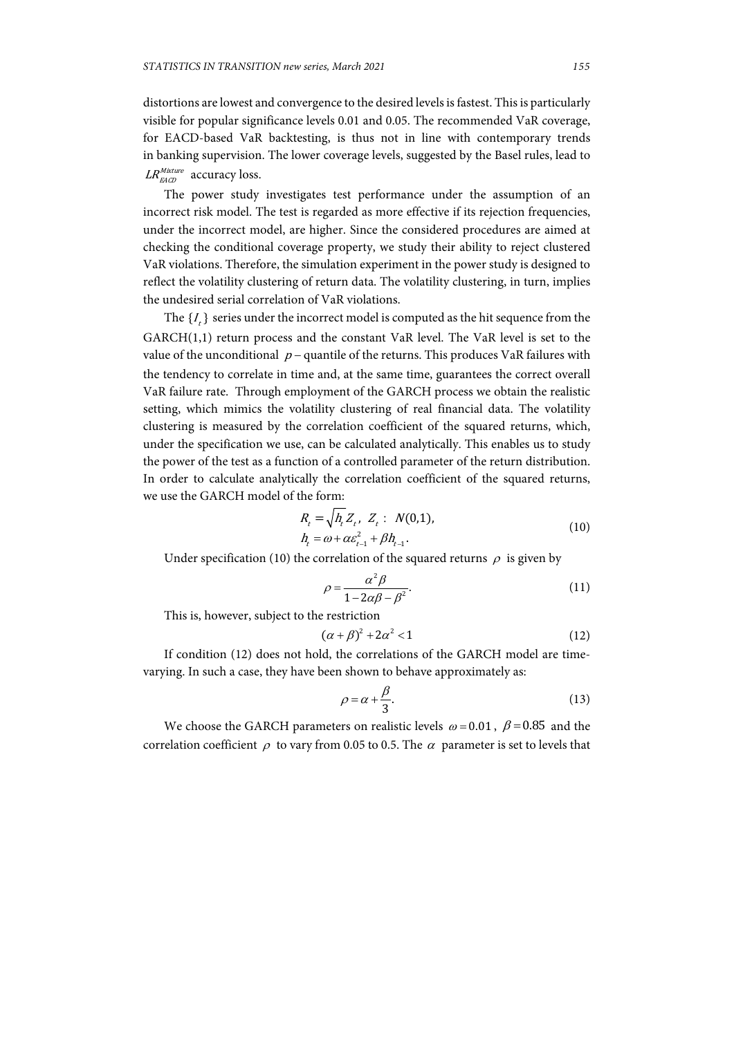distortions are lowest and convergence to the desired levels is fastest. This is particularly visible for popular significance levels 0.01 and 0.05. The recommended VaR coverage, for EACD-based VaR backtesting, is thus not in line with contemporary trends in banking supervision. The lower coverage levels, suggested by the Basel rules, lead to $LR_{EACD}^{Mixture}$ accuracy loss.

The power study investigates test performance under the assumption of an incorrect risk model. The test is regarded as more effective if its rejection frequencies, under the incorrect model, are higher. Since the considered procedures are aimed at checking the conditional coverage property, we study their ability to reject clustered VaR violations. Therefore, the simulation experiment in the power study is designed to reflect the volatility clustering of return data. The volatility clustering, in turn, implies the undesired serial correlation of VaR violations.

The $\{I_t\}$ series under the incorrect model is computed as the hit sequence from the GARCH(1,1) return process and the constant VaR level. The VaR level is set to the value of the unconditional $p$ – quantile of the returns. This produces VaR failures with the tendency to correlate in time and, at the same time, guarantees the correct overall VaR failure rate. Through employment of the GARCH process we obtain the realistic setting, which mimics the volatility clustering of real financial data. The volatility clustering is measured by the correlation coefficient of the squared returns, which, under the specification we use, can be calculated analytically. This enables us to study the power of the test as a function of a controlled parameter of the return distribution. In order to calculate analytically the correlation coefficient of the squared returns, we use the GARCH model of the form:

$$R_t = \sqrt{h_t} Z_t, \ Z_t : \ N(0,1),$$
$$h_t = \omega + \alpha \varepsilon_{t-1}^2 + \beta h_{t-1}. \tag{10}$$

Under specification (10) the correlation of the squared returns $\rho$ is given by

$$\rho = \frac{\alpha^2 \beta}{1 - 2\alpha\beta - \beta^2}. \tag{11}$$

This is, however, subject to the restriction

$$(\alpha + \beta)^2 + 2\alpha^2 < 1 \tag{12}$$

If condition (12) does not hold, the correlations of the GARCH model are time-varying. In such a case, they have been shown to behave approximately as:

$$\rho = \alpha + \frac{\beta}{3}. \tag{13}$$

We choose the GARCH parameters on realistic levels $\omega = 0.01$, $\beta = 0.85$ and the correlation coefficient $\rho$ to vary from 0.05 to 0.5. The $\alpha$ parameter is set to levels that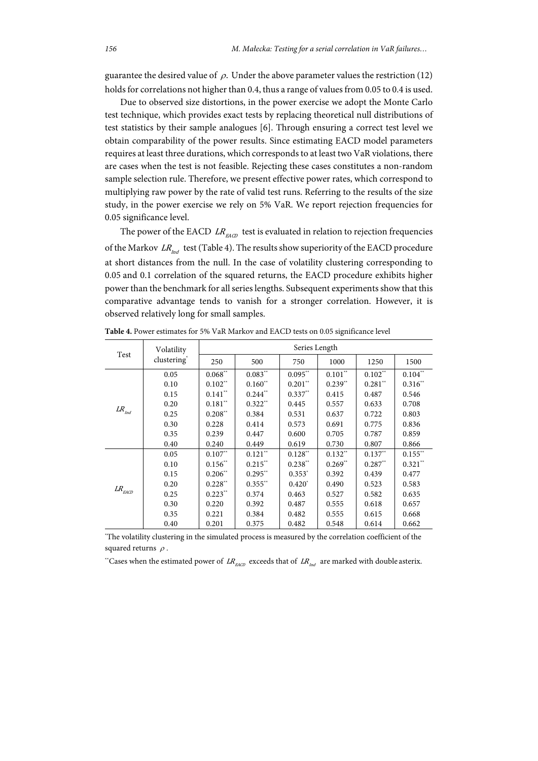guarantee the desired value of $\rho$. Under the above parameter values the restriction (12) holds for correlations not higher than 0.4, thus a range of values from 0.05 to 0.4 is used.

Due to observed size distortions, in the power exercise we adopt the Monte Carlo test technique, which provides exact tests by replacing theoretical null distributions of test statistics by their sample analogues [6]. Through ensuring a correct test level we obtain comparability of the power results. Since estimating EACD model parameters requires at least three durations, which corresponds to at least two VaR violations, there are cases when the test is not feasible. Rejecting these cases constitutes a non-random sample selection rule. Therefore, we present effective power rates, which correspond to multiplying raw power by the rate of valid test runs. Referring to the results of the size study, in the power exercise we rely on 5% VaR. We report rejection frequencies for 0.05 significance level.

The power of the EACD $LR_{EACD}$ test is evaluated in relation to rejection frequencies of the Markov $LR_{Ind}$ test (Table 4). The results show superiority of the EACD procedure at short distances from the null. In the case of volatility clustering corresponding to 0.05 and 0.1 correlation of the squared returns, the EACD procedure exhibits higher power than the benchmark for all series lengths. Subsequent experiments show that this comparative advantage tends to vanish for a stronger correlation. However, it is observed relatively long for small samples.

**Table 4.** Power estimates for 5% VaR Markov and EACD tests on 0.05 significance level

| Test | Volatility clustering* | Series Length | | | | | |
|---|---|---|---|---|---|---|---|
| | | 250 | 500 | 750 | 1000 | 1250 | 1500 |
| $LR_{Ind}$ | 0.05 | 0.068** | 0.083** | 0.095** | 0.101** | 0.102** | 0.104** |
| | 0.10 | 0.102** | 0.160** | 0.201** | 0.239** | 0.281** | 0.316** |
| | 0.15 | 0.141** | 0.244** | 0.337** | 0.415 | 0.487 | 0.546 |
| | 0.20 | 0.181** | 0.322** | 0.445 | 0.557 | 0.633 | 0.708 |
| | 0.25 | 0.208** | 0.384 | 0.531 | 0.637 | 0.722 | 0.803 |
| | 0.30 | 0.228 | 0.414 | 0.573 | 0.691 | 0.775 | 0.836 |
| | 0.35 | 0.239 | 0.447 | 0.600 | 0.705 | 0.787 | 0.859 |
| | 0.40 | 0.240 | 0.449 | 0.619 | 0.730 | 0.807 | 0.866 |
| $LR_{EACD}$ | 0.05 | 0.107** | 0.121** | 0.128** | 0.132** | 0.137** | 0.155** |
| | 0.10 | 0.156** | 0.215** | 0.238** | 0.269** | 0.287** | 0.321** |
| | 0.15 | 0.206** | 0.295** | 0.353* | 0.392 | 0.439 | 0.477 |
| | 0.20 | 0.228** | 0.355** | 0.420* | 0.490 | 0.523 | 0.583 |
| | 0.25 | 0.223** | 0.374 | 0.463 | 0.527 | 0.582 | 0.635 |
| | 0.30 | 0.220 | 0.392 | 0.487 | 0.555 | 0.618 | 0.657 |
| | 0.35 | 0.221 | 0.384 | 0.482 | 0.555 | 0.615 | 0.668 |
| | 0.40 | 0.201 | 0.375 | 0.482 | 0.548 | 0.614 | 0.662 |

*The volatility clustering in the simulated process is measured by the correlation coefficient of the squared returns $\rho$.

**Cases when the estimated power of $LR_{EACD}$ exceeds that of $LR_{Ind}$ are marked with double asterix.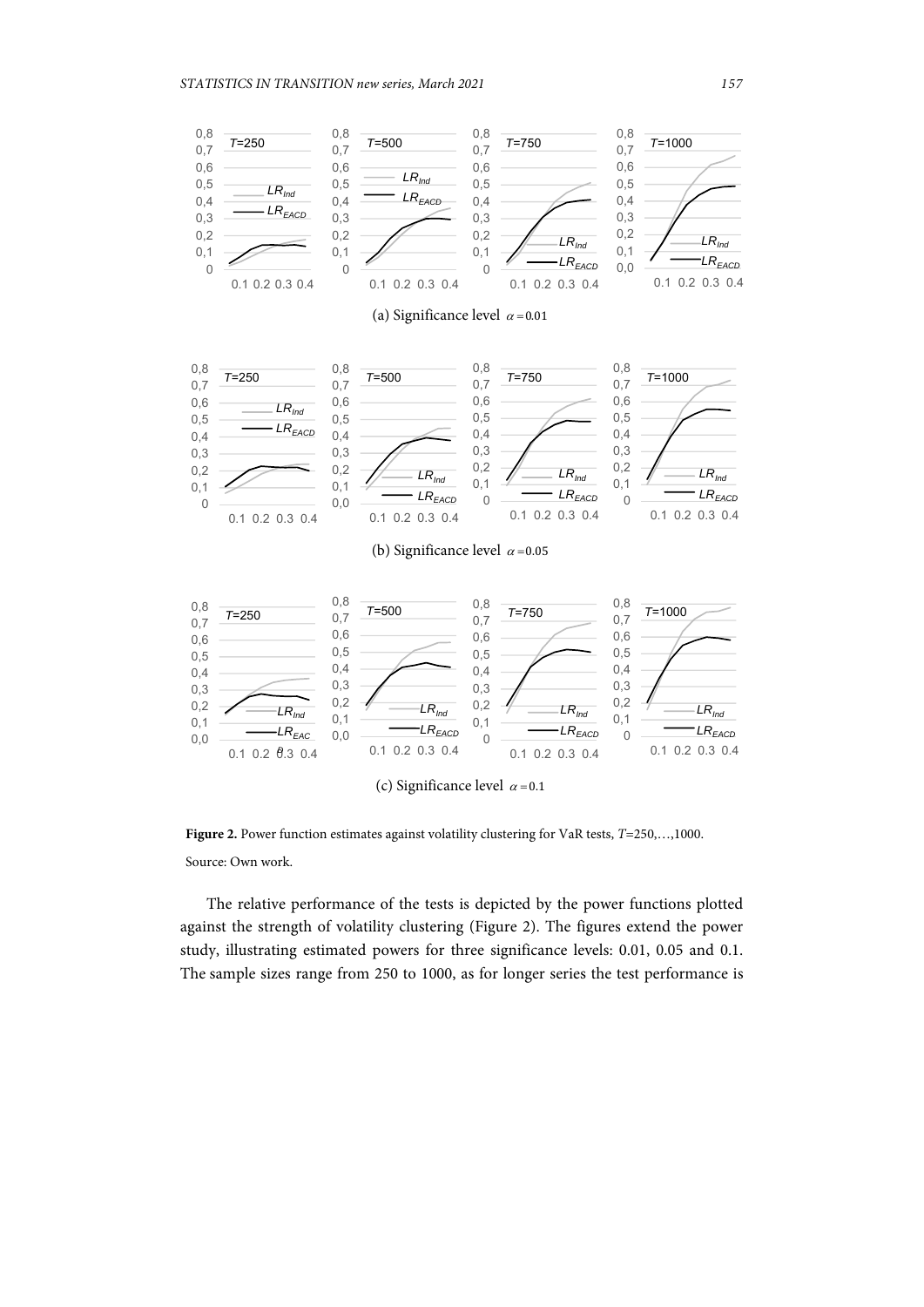(a) Significance level $\alpha = 0.01$

(b) Significance level $\alpha = 0.05$

(c) Significance level $\alpha = 0.1$

**Figure 2.** Power function estimates against volatility clustering for VaR tests, $T$=250,…,1000.

Source: Own work.

The relative performance of the tests is depicted by the power functions plotted against the strength of volatility clustering (Figure 2). The figures extend the power study, illustrating estimated powers for three significance levels: 0.01, 0.05 and 0.1. The sample sizes range from 250 to 1000, as for longer series the test performance is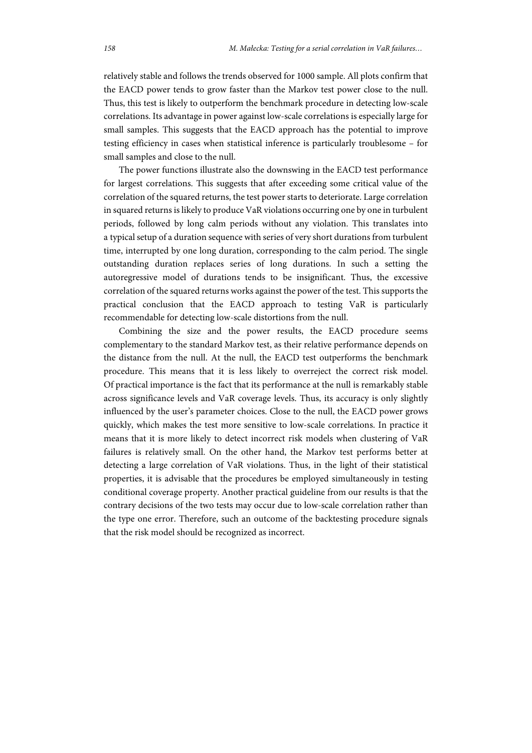relatively stable and follows the trends observed for 1000 sample. All plots confirm that the EACD power tends to grow faster than the Markov test power close to the null. Thus, this test is likely to outperform the benchmark procedure in detecting low-scale correlations. Its advantage in power against low-scale correlations is especially large for small samples. This suggests that the EACD approach has the potential to improve testing efficiency in cases when statistical inference is particularly troublesome – for small samples and close to the null.

The power functions illustrate also the downswing in the EACD test performance for largest correlations. This suggests that after exceeding some critical value of the correlation of the squared returns, the test power starts to deteriorate. Large correlation in squared returns is likely to produce VaR violations occurring one by one in turbulent periods, followed by long calm periods without any violation. This translates into a typical setup of a duration sequence with series of very short durations from turbulent time, interrupted by one long duration, corresponding to the calm period. The single outstanding duration replaces series of long durations. In such a setting the autoregressive model of durations tends to be insignificant. Thus, the excessive correlation of the squared returns works against the power of the test. This supports the practical conclusion that the EACD approach to testing VaR is particularly recommendable for detecting low-scale distortions from the null.

Combining the size and the power results, the EACD procedure seems complementary to the standard Markov test, as their relative performance depends on the distance from the null. At the null, the EACD test outperforms the benchmark procedure. This means that it is less likely to overreject the correct risk model. Of practical importance is the fact that its performance at the null is remarkably stable across significance levels and VaR coverage levels. Thus, its accuracy is only slightly influenced by the user's parameter choices. Close to the null, the EACD power grows quickly, which makes the test more sensitive to low-scale correlations. In practice it means that it is more likely to detect incorrect risk models when clustering of VaR failures is relatively small. On the other hand, the Markov test performs better at detecting a large correlation of VaR violations. Thus, in the light of their statistical properties, it is advisable that the procedures be employed simultaneously in testing conditional coverage property. Another practical guideline from our results is that the contrary decisions of the two tests may occur due to low-scale correlation rather than the type one error. Therefore, such an outcome of the backtesting procedure signals that the risk model should be recognized as incorrect.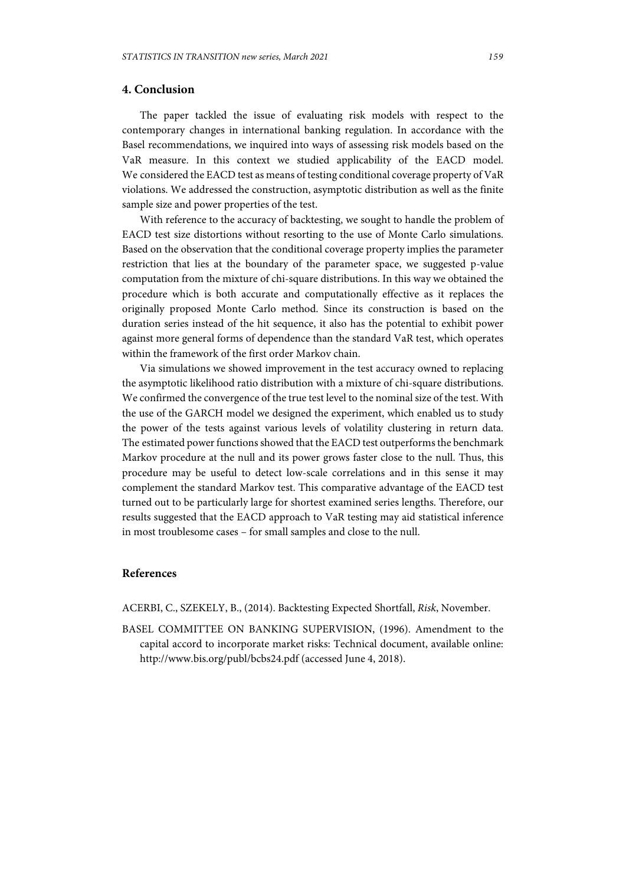## 4. Conclusion

The paper tackled the issue of evaluating risk models with respect to the contemporary changes in international banking regulation. In accordance with the Basel recommendations, we inquired into ways of assessing risk models based on the VaR measure. In this context we studied applicability of the EACD model. We considered the EACD test as means of testing conditional coverage property of VaR violations. We addressed the construction, asymptotic distribution as well as the finite sample size and power properties of the test.

With reference to the accuracy of backtesting, we sought to handle the problem of EACD test size distortions without resorting to the use of Monte Carlo simulations. Based on the observation that the conditional coverage property implies the parameter restriction that lies at the boundary of the parameter space, we suggested p-value computation from the mixture of chi-square distributions. In this way we obtained the procedure which is both accurate and computationally effective as it replaces the originally proposed Monte Carlo method. Since its construction is based on the duration series instead of the hit sequence, it also has the potential to exhibit power against more general forms of dependence than the standard VaR test, which operates within the framework of the first order Markov chain.

Via simulations we showed improvement in the test accuracy owned to replacing the asymptotic likelihood ratio distribution with a mixture of chi-square distributions. We confirmed the convergence of the true test level to the nominal size of the test. With the use of the GARCH model we designed the experiment, which enabled us to study the power of the tests against various levels of volatility clustering in return data. The estimated power functions showed that the EACD test outperforms the benchmark Markov procedure at the null and its power grows faster close to the null. Thus, this procedure may be useful to detect low-scale correlations and in this sense it may complement the standard Markov test. This comparative advantage of the EACD test turned out to be particularly large for shortest examined series lengths. Therefore, our results suggested that the EACD approach to VaR testing may aid statistical inference in most troublesome cases – for small samples and close to the null.

## References

ACERBI, C., SZEKELY, B., (2014). Backtesting Expected Shortfall, *Risk*, November.

BASEL COMMITTEE ON BANKING SUPERVISION, (1996). Amendment to the capital accord to incorporate market risks: Technical document, available online: http://www.bis.org/publ/bcbs24.pdf (accessed June 4, 2018).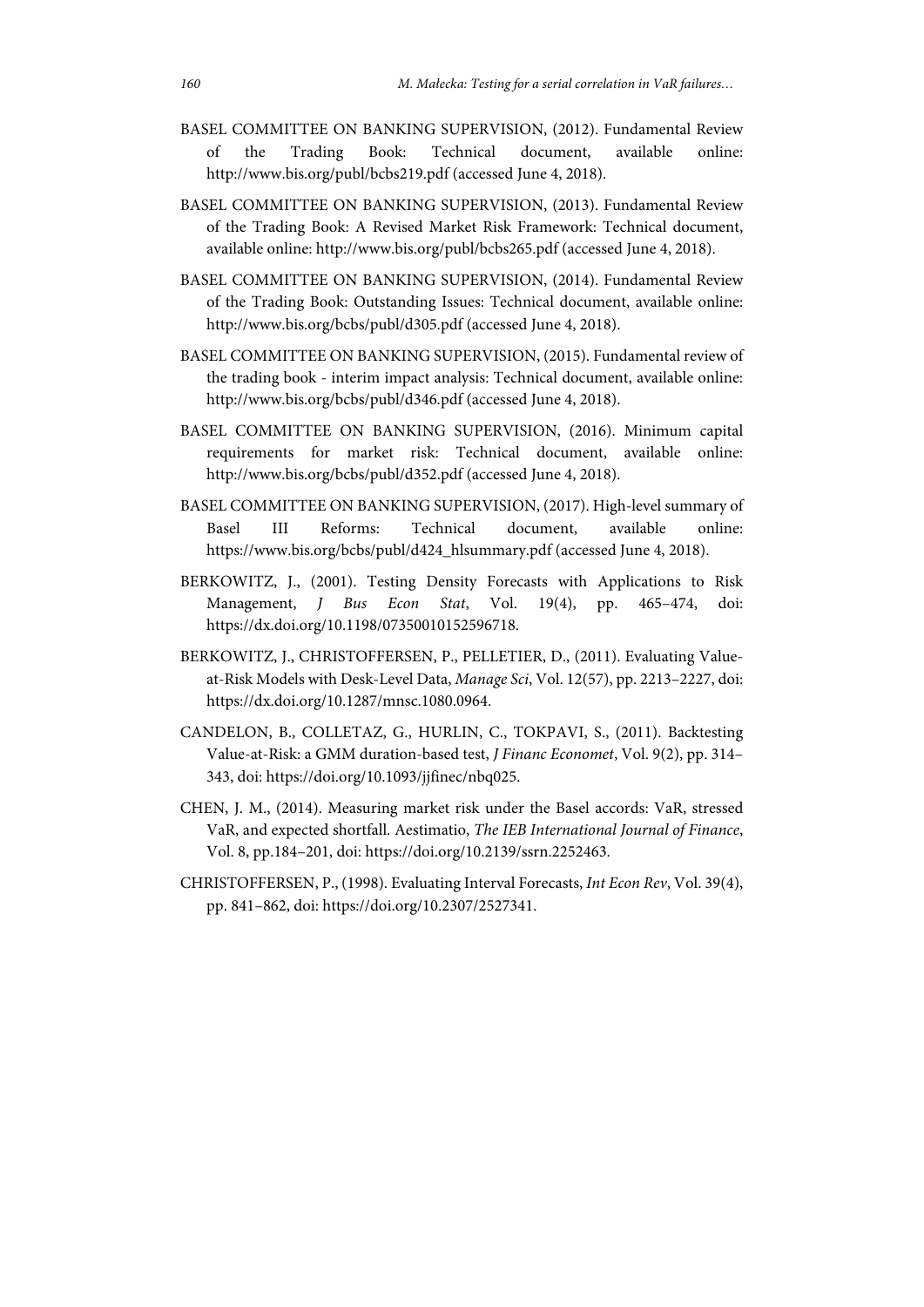BASEL COMMITTEE ON BANKING SUPERVISION, (2012). Fundamental Review of the Trading Book: Technical document, available online: http://www.bis.org/publ/bcbs219.pdf (accessed June 4, 2018).

BASEL COMMITTEE ON BANKING SUPERVISION, (2013). Fundamental Review of the Trading Book: A Revised Market Risk Framework: Technical document, available online: http://www.bis.org/publ/bcbs265.pdf (accessed June 4, 2018).

BASEL COMMITTEE ON BANKING SUPERVISION, (2014). Fundamental Review of the Trading Book: Outstanding Issues: Technical document, available online: http://www.bis.org/bcbs/publ/d305.pdf (accessed June 4, 2018).

BASEL COMMITTEE ON BANKING SUPERVISION, (2015). Fundamental review of the trading book - interim impact analysis: Technical document, available online: http://www.bis.org/bcbs/publ/d346.pdf (accessed June 4, 2018).

BASEL COMMITTEE ON BANKING SUPERVISION, (2016). Minimum capital requirements for market risk: Technical document, available online: http://www.bis.org/bcbs/publ/d352.pdf (accessed June 4, 2018).

BASEL COMMITTEE ON BANKING SUPERVISION, (2017). High-level summary of Basel III Reforms: Technical document, available online: https://www.bis.org/bcbs/publ/d424_hlsummary.pdf (accessed June 4, 2018).

BERKOWITZ, J., (2001). Testing Density Forecasts with Applications to Risk Management, *J Bus Econ Stat*, Vol. 19(4), pp. 465–474, doi: https://dx.doi.org/10.1198/07350010152596718.

BERKOWITZ, J., CHRISTOFFERSEN, P., PELLETIER, D., (2011). Evaluating Value-at-Risk Models with Desk-Level Data, *Manage Sci*, Vol. 12(57), pp. 2213–2227, doi: https://dx.doi.org/10.1287/mnsc.1080.0964.

CANDELON, B., COLLETAZ, G., HURLIN, C., TOKPAVI, S., (2011). Backtesting Value-at-Risk: a GMM duration-based test, *J Financ Economet*, Vol. 9(2), pp. 314–343, doi: https://doi.org/10.1093/jjfinec/nbq025.

CHEN, J. M., (2014). Measuring market risk under the Basel accords: VaR, stressed VaR, and expected shortfall. Aestimatio, *The IEB International Journal of Finance*, Vol. 8, pp.184–201, doi: https://doi.org/10.2139/ssrn.2252463.

CHRISTOFFERSEN, P., (1998). Evaluating Interval Forecasts, *Int Econ Rev*, Vol. 39(4), pp. 841–862, doi: https://doi.org/10.2307/2527341.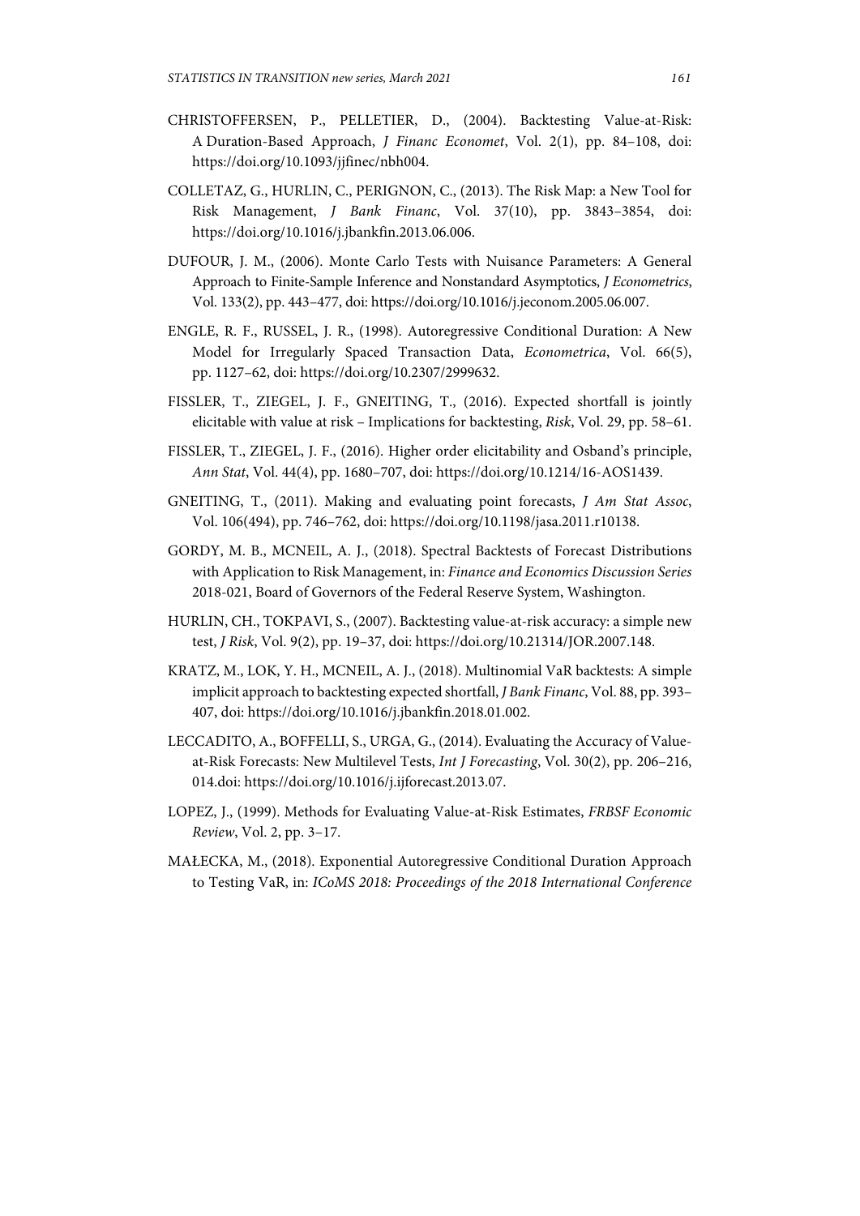CHRISTOFFERSEN, P., PELLETIER, D., (2004). Backtesting Value-at-Risk: A Duration-Based Approach, *J Financ Economet*, Vol. 2(1), pp. 84–108, doi: https://doi.org/10.1093/jjfinec/nbh004.

COLLETAZ, G., HURLIN, C., PERIGNON, C., (2013). The Risk Map: a New Tool for Risk Management, *J Bank Financ*, Vol. 37(10), pp. 3843–3854, doi: https://doi.org/10.1016/j.jbankfin.2013.06.006.

DUFOUR, J. M., (2006). Monte Carlo Tests with Nuisance Parameters: A General Approach to Finite-Sample Inference and Nonstandard Asymptotics, *J Econometrics*, Vol. 133(2), pp. 443–477, doi: https://doi.org/10.1016/j.jeconom.2005.06.007.

ENGLE, R. F., RUSSEL, J. R., (1998). Autoregressive Conditional Duration: A New Model for Irregularly Spaced Transaction Data, *Econometrica*, Vol. 66(5), pp. 1127–62, doi: https://doi.org/10.2307/2999632.

FISSLER, T., ZIEGEL, J. F., GNEITING, T., (2016). Expected shortfall is jointly elicitable with value at risk – Implications for backtesting, *Risk*, Vol. 29, pp. 58–61.

FISSLER, T., ZIEGEL, J. F., (2016). Higher order elicitability and Osband's principle, *Ann Stat*, Vol. 44(4), pp. 1680–707, doi: https://doi.org/10.1214/16-AOS1439.

GNEITING, T., (2011). Making and evaluating point forecasts, *J Am Stat Assoc*, Vol. 106(494), pp. 746–762, doi: https://doi.org/10.1198/jasa.2011.r10138.

GORDY, M. B., MCNEIL, A. J., (2018). Spectral Backtests of Forecast Distributions with Application to Risk Management, in: *Finance and Economics Discussion Series* 2018-021, Board of Governors of the Federal Reserve System, Washington.

HURLIN, CH., TOKPAVI, S., (2007). Backtesting value-at-risk accuracy: a simple new test, *J Risk*, Vol. 9(2), pp. 19–37, doi: https://doi.org/10.21314/JOR.2007.148.

KRATZ, M., LOK, Y. H., MCNEIL, A. J., (2018). Multinomial VaR backtests: A simple implicit approach to backtesting expected shortfall, *J Bank Financ*, Vol. 88, pp. 393–407, doi: https://doi.org/10.1016/j.jbankfin.2018.01.002.

LECCADITO, A., BOFFELLI, S., URGA, G., (2014). Evaluating the Accuracy of Value-at-Risk Forecasts: New Multilevel Tests, *Int J Forecasting*, Vol. 30(2), pp. 206–216, 014.doi: https://doi.org/10.1016/j.ijforecast.2013.07.

LOPEZ, J., (1999). Methods for Evaluating Value-at-Risk Estimates, *FRBSF Economic Review*, Vol. 2, pp. 3–17.

MAŁECKA, M., (2018). Exponential Autoregressive Conditional Duration Approach to Testing VaR, in: *ICoMS 2018: Proceedings of the 2018 International Conference*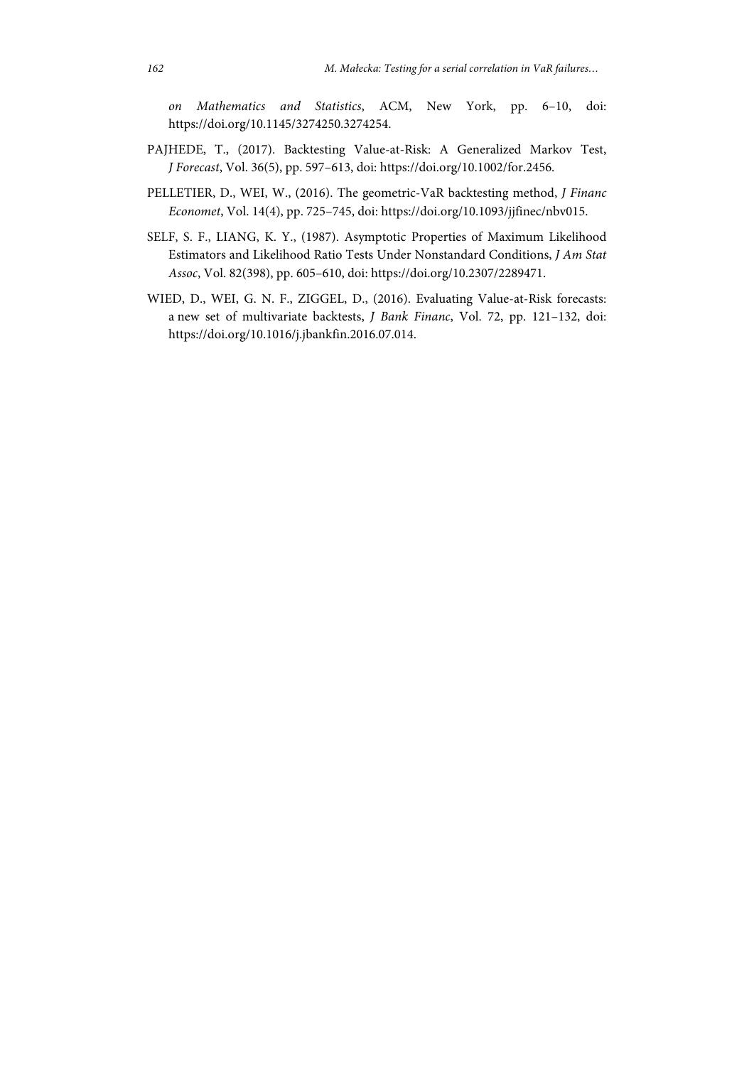*on Mathematics and Statistics*, ACM, New York, pp. 6–10, doi: https://doi.org/10.1145/3274250.3274254.

PAJHEDE, T., (2017). Backtesting Value-at-Risk: A Generalized Markov Test, *J Forecast*, Vol. 36(5), pp. 597–613, doi: https://doi.org/10.1002/for.2456.

PELLETIER, D., WEI, W., (2016). The geometric-VaR backtesting method, *J Financ Economet*, Vol. 14(4), pp. 725–745, doi: https://doi.org/10.1093/jjfinec/nbv015.

SELF, S. F., LIANG, K. Y., (1987). Asymptotic Properties of Maximum Likelihood Estimators and Likelihood Ratio Tests Under Nonstandard Conditions, *J Am Stat Assoc*, Vol. 82(398), pp. 605–610, doi: https://doi.org/10.2307/2289471.

WIED, D., WEI, G. N. F., ZIGGEL, D., (2016). Evaluating Value-at-Risk forecasts: a new set of multivariate backtests, *J Bank Financ*, Vol. 72, pp. 121–132, doi: https://doi.org/10.1016/j.jbankfin.2016.07.014.